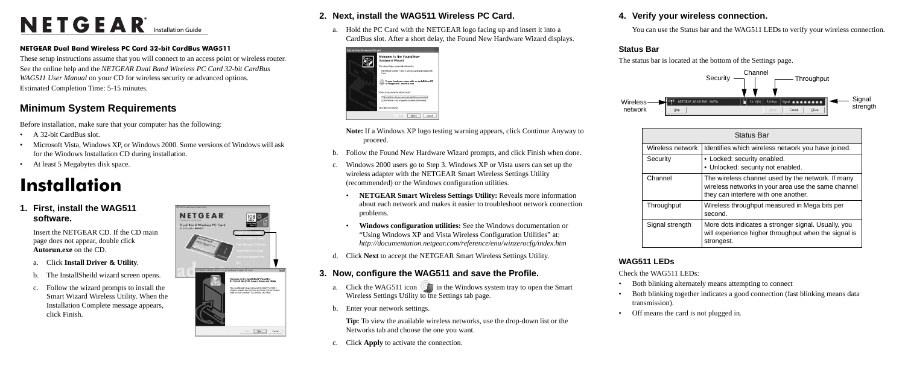# NETGEAR Installation Guide

### NETGEAR Dual Band Wireless PC Card 32-bit CardBus WAG511

These setup instructions assume that you will connect to an access point or wireless router. See the online help and the *NETGEAR Dual Band Wireless PC Card 32-bit CardBus WAG511 User Manual* on your CD for wireless security or advanced options.
Estimated Completion Time: 5-15 minutes.

## Minimum System Requirements

Before installation, make sure that your computer has the following:

- A 32-bit CardBus slot.
- Microsoft Vista, Windows XP, or Windows 2000. Some versions of Windows will ask for the Windows Installation CD during installation.
- At least 5 Megabytes disk space.

# Installation

## 1. First, install the WAG511 software.

Insert the NETGEAR CD. If the CD main page does not appear, double click **Autorun.exe** on the CD.

a. Click **Install Driver & Utility**.

b. The InstallSheild wizard screen opens.

c. Follow the wizard prompts to install the Smart Wizard Wireless Utility. When the Installation Complete message appears, click Finish.

## 2. Next, install the WAG511 Wireless PC Card.

a. Hold the PC Card with the NETGEAR logo facing up and insert it into a CardBus slot. After a short delay, the Found New Hardware Wizard displays.

**Note:** If a Windows XP logo testing warning appears, click Continue Anyway to proceed.

b. Follow the Found New Hardware Wizard prompts, and click Finish when done.

c. Windows 2000 users go to Step 3. Windows XP or Vista users can set up the wireless adapter with the NETGEAR Smart Wireless Settings Utility (recommended) or the Windows configuration utilities.

- **NETGEAR Smart Wireless Settings Utility:** Reveals more information about each network and makes it easier to troubleshoot network connection problems.
- **Windows configuration utilities:** See the Windows documentation or "Using Windows XP and Vista Wireless Configuration Utilities" at: *http://documentation.netgear.com/reference/enu/winzerocfg/index.htm*

d. Click **Next** to accept the NETGEAR Smart Wireless Settings Utility.

## 3. Now, configure the WAG511 and save the Profile.

a. Click the WAG511 icon in the Windows system tray to open the Smart Wireless Settings Utility to the Settings tab page.

b. Enter your network settings.

**Tip:** To view the available wireless networks, use the drop-down list or the Networks tab and choose the one you want.

c. Click **Apply** to activate the connection.

## 4. Verify your wireless connection.

You can use the Status bar and the WAG511 LEDs to verify your wireless connection.

### Status Bar

The status bar is located at the bottom of the Settings page.

| Status Bar | |
|---|---|
| Wireless network | Identifies which wireless network you have joined. |
| Security | • Locked: security enabled.<br>• Unlocked: security not enabled. |
| Channel | The wireless channel used by the network. If many wireless networks in your area use the same channel they can interfere with one another. |
| Throughput | Wireless throughput measured in Mega bits per second. |
| Signal strength | More dots indicates a stronger signal. Usually, you will experience higher throughput when the signal is strongest. |

### WAG511 LEDs

Check the WAG511 LEDs:

- Both blinking alternately means attempting to connect
- Both blinking together indicates a good connection (fast blinking means data transmission).
- Off means the card is not plugged in.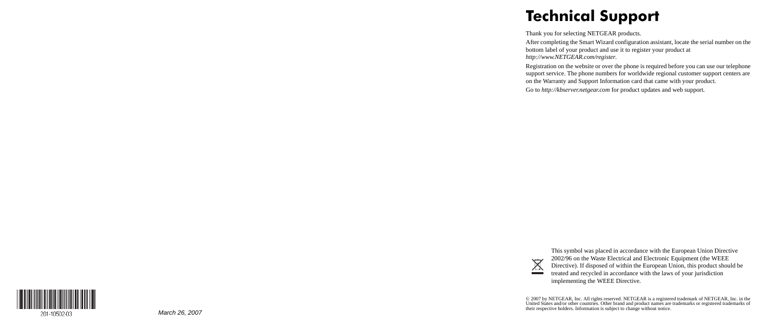# Technical Support

Thank you for selecting NETGEAR products.

After completing the Smart Wizard configuration assistant, locate the serial number on the bottom label of your product and use it to register your product at *http://www.NETGEAR.com/register*.

Registration on the website or over the phone is required before you can use our telephone support service. The phone numbers for worldwide regional customer support centers are on the Warranty and Support Information card that came with your product.

Go to *http://kbserver.netgear.com* for product updates and web support.

This symbol was placed in accordance with the European Union Directive 2002/96 on the Waste Electrical and Electronic Equipment (the WEEE Directive). If disposed of within the European Union, this product should be treated and recycled in accordance with the laws of your jurisdiction implementing the WEEE Directive.

© 2007 by NETGEAR, Inc. All rights reserved. NETGEAR is a registered trademark of NETGEAR, Inc. in the United States and/or other countries. Other brand and product names are trademarks or registered trademarks of their respective holders. Information is subject to change without notice.

201-10502-03

*March 26, 2007*